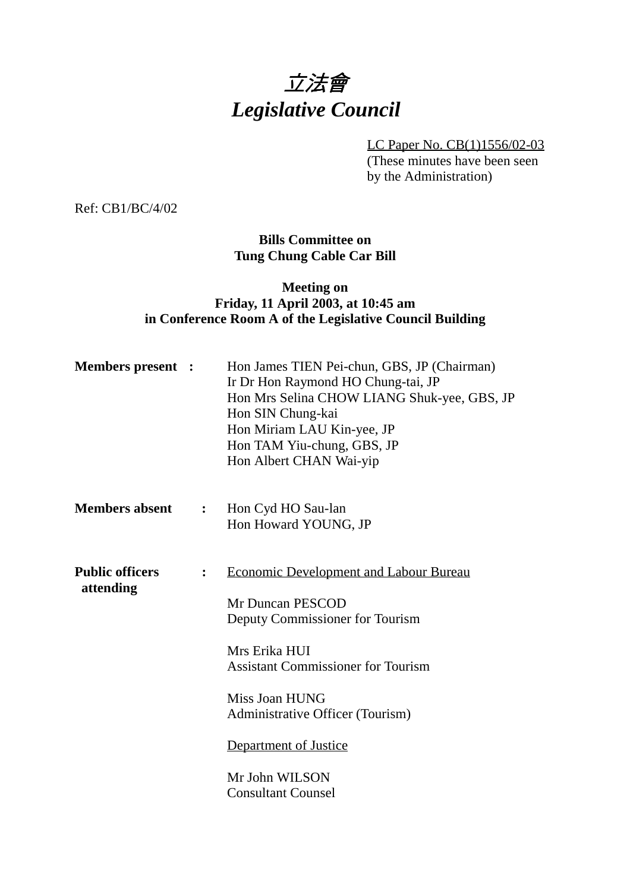# *立法會*
# *Legislative Council*

LC Paper No. CB(1)1556/02-03
(These minutes have been seen by the Administration)

Ref: CB1/BC/4/02

**Bills Committee on**
**Tung Chung Cable Car Bill**

**Meeting on**
**Friday, 11 April 2003, at 10:45 am**
**in Conference Room A of the Legislative Council Building**

**Members present :**

Hon James TIEN Pei-chun, GBS, JP (Chairman)
Ir Dr Hon Raymond HO Chung-tai, JP
Hon Mrs Selina CHOW LIANG Shuk-yee, GBS, JP
Hon SIN Chung-kai
Hon Miriam LAU Kin-yee, JP
Hon TAM Yiu-chung, GBS, JP
Hon Albert CHAN Wai-yip

**Members absent :**

Hon Cyd HO Sau-lan
Hon Howard YOUNG, JP

**Public officers attending :**

Economic Development and Labour Bureau

Mr Duncan PESCOD
Deputy Commissioner for Tourism

Mrs Erika HUI
Assistant Commissioner for Tourism

Miss Joan HUNG
Administrative Officer (Tourism)

Department of Justice

Mr John WILSON
Consultant Counsel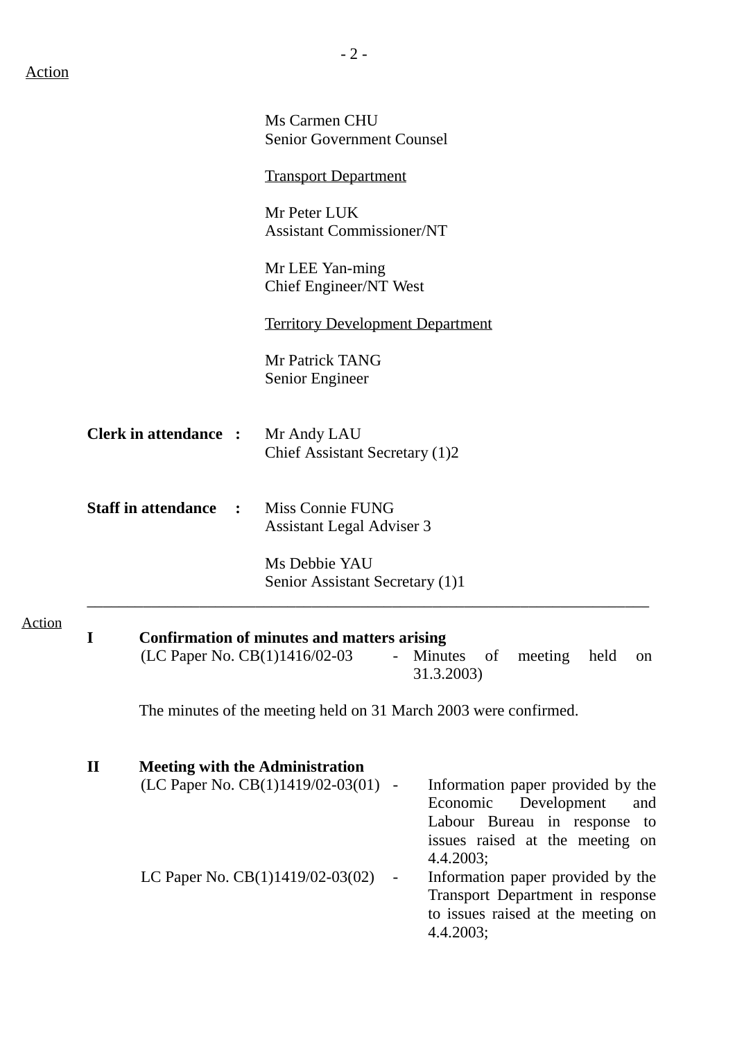Action

Ms Carmen CHU
Senior Government Counsel

Transport Department

Mr Peter LUK
Assistant Commissioner/NT

Mr LEE Yan-ming
Chief Engineer/NT West

Territory Development Department

Mr Patrick TANG
Senior Engineer

**Clerk in attendance :** Mr Andy LAU
Chief Assistant Secretary (1)2

**Staff in attendance :** Miss Connie FUNG
Assistant Legal Adviser 3

Ms Debbie YAU
Senior Assistant Secretary (1)1

---

Action

**I Confirmation of minutes and matters arising**

(LC Paper No. CB(1)1416/02-03 - Minutes of meeting held on 31.3.2003)

The minutes of the meeting held on 31 March 2003 were confirmed.

**II Meeting with the Administration**

(LC Paper No. CB(1)1419/02-03(01) - Information paper provided by the Economic Development and Labour Bureau in response to issues raised at the meeting on 4.4.2003;

LC Paper No. CB(1)1419/02-03(02) - Information paper provided by the Transport Department in response to issues raised at the meeting on 4.4.2003;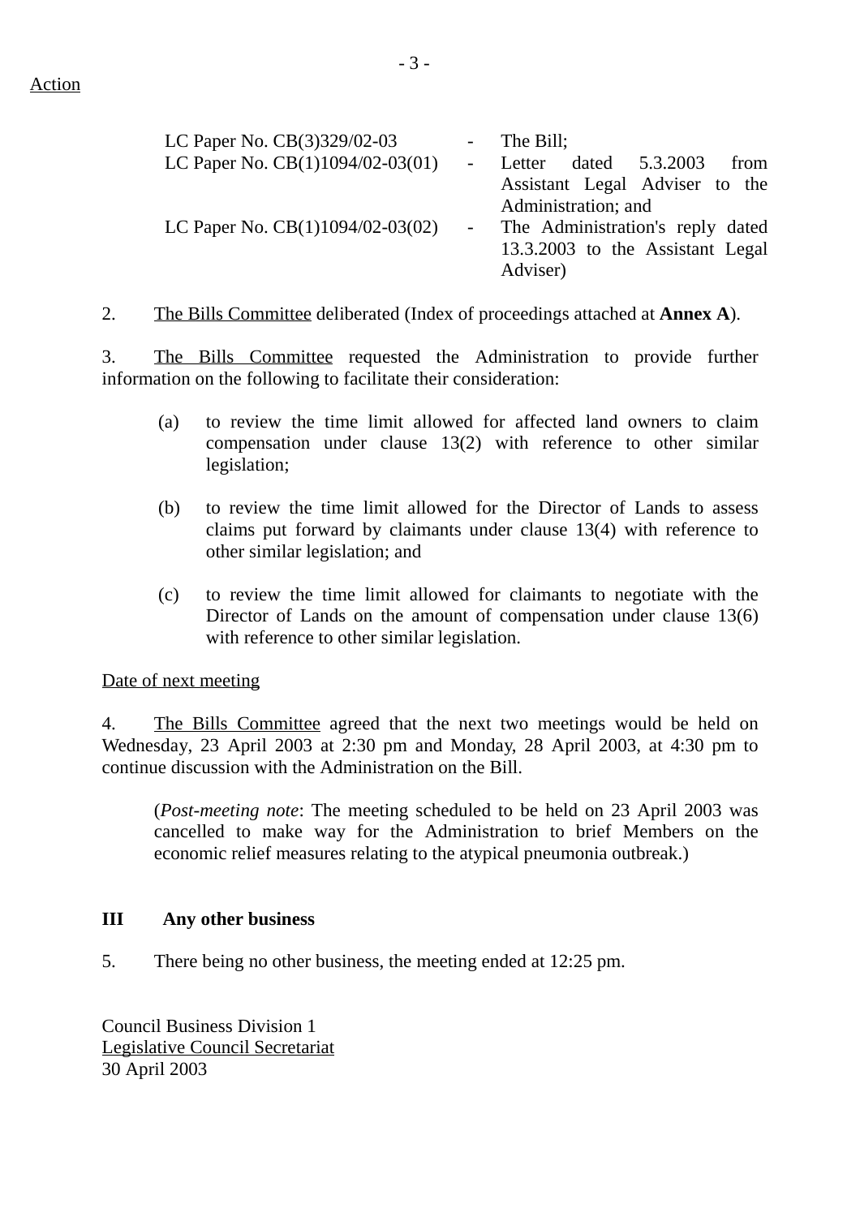Action

| | | |
|---|---|---|
| LC Paper No. CB(3)329/02-03 | - | The Bill; |
| LC Paper No. CB(1)1094/02-03(01) | - | Letter dated 5.3.2003 from Assistant Legal Adviser to the Administration; and |
| LC Paper No. CB(1)1094/02-03(02) | - | The Administration's reply dated 13.3.2003 to the Assistant Legal Adviser) |

2. The Bills Committee deliberated (Index of proceedings attached at **Annex A**).

3. The Bills Committee requested the Administration to provide further information on the following to facilitate their consideration:

(a) to review the time limit allowed for affected land owners to claim compensation under clause 13(2) with reference to other similar legislation;

(b) to review the time limit allowed for the Director of Lands to assess claims put forward by claimants under clause 13(4) with reference to other similar legislation; and

(c) to review the time limit allowed for claimants to negotiate with the Director of Lands on the amount of compensation under clause 13(6) with reference to other similar legislation.

Date of next meeting

4. The Bills Committee agreed that the next two meetings would be held on Wednesday, 23 April 2003 at 2:30 pm and Monday, 28 April 2003, at 4:30 pm to continue discussion with the Administration on the Bill.

(*Post-meeting note*: The meeting scheduled to be held on 23 April 2003 was cancelled to make way for the Administration to brief Members on the economic relief measures relating to the atypical pneumonia outbreak.)

## III Any other business

5. There being no other business, the meeting ended at 12:25 pm.

Council Business Division 1
Legislative Council Secretariat
30 April 2003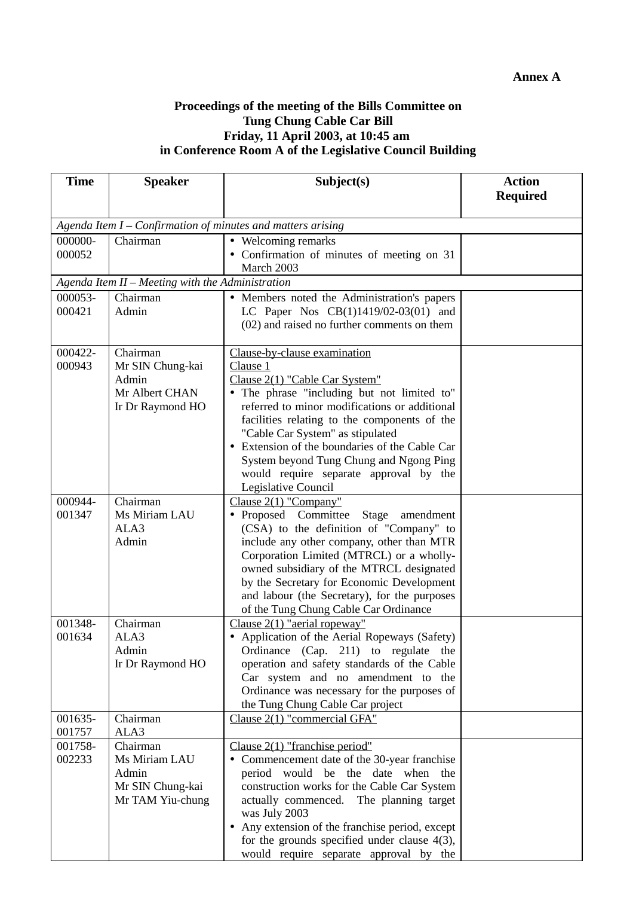**Annex A**

**Proceedings of the meeting of the Bills Committee on Tung Chung Cable Car Bill Friday, 11 April 2003, at 10:45 am in Conference Room A of the Legislative Council Building**

| Time | Speaker | Subject(s) | Action Required |
|---|---|---|---|
| *Agenda Item I – Confirmation of minutes and matters arising* | | | |
| 000000-000052 | Chairman | • Welcoming remarks<br>• Confirmation of minutes of meeting on 31 March 2003 | |
| *Agenda Item II – Meeting with the Administration* | | | |
| 000053-000421 | Chairman<br>Admin | • Members noted the Administration's papers LC Paper Nos CB(1)1419/02-03(01) and (02) and raised no further comments on them | |
| 000422-000943 | Chairman<br>Mr SIN Chung-kai<br>Admin<br>Mr Albert CHAN<br>Ir Dr Raymond HO | Clause-by-clause examination<br>Clause 1<br>Clause 2(1) "Cable Car System"<br>• The phrase "including but not limited to" referred to minor modifications or additional facilities relating to the components of the "Cable Car System" as stipulated<br>• Extension of the boundaries of the Cable Car System beyond Tung Chung and Ngong Ping would require separate approval by the Legislative Council | |
| 000944-001347 | Chairman<br>Ms Miriam LAU<br>ALA3<br>Admin | Clause 2(1) "Company"<br>• Proposed Committee Stage amendment (CSA) to the definition of "Company" to include any other company, other than MTR Corporation Limited (MTRCL) or a wholly-owned subsidiary of the MTRCL designated by the Secretary for Economic Development and labour (the Secretary), for the purposes of the Tung Chung Cable Car Ordinance | |
| 001348-001634 | Chairman<br>ALA3<br>Admin<br>Ir Dr Raymond HO | Clause 2(1) "aerial ropeway"<br>• Application of the Aerial Ropeways (Safety) Ordinance (Cap. 211) to regulate the operation and safety standards of the Cable Car system and no amendment to the Ordinance was necessary for the purposes of the Tung Chung Cable Car project | |
| 001635-001757 | Chairman<br>ALA3 | Clause 2(1) "commercial GFA" | |
| 001758-002233 | Chairman<br>Ms Miriam LAU<br>Admin<br>Mr SIN Chung-kai<br>Mr TAM Yiu-chung | Clause 2(1) "franchise period"<br>• Commencement date of the 30-year franchise period would be the date when the construction works for the Cable Car System actually commenced. The planning target was July 2003<br>• Any extension of the franchise period, except for the grounds specified under clause 4(3), would require separate approval by the | |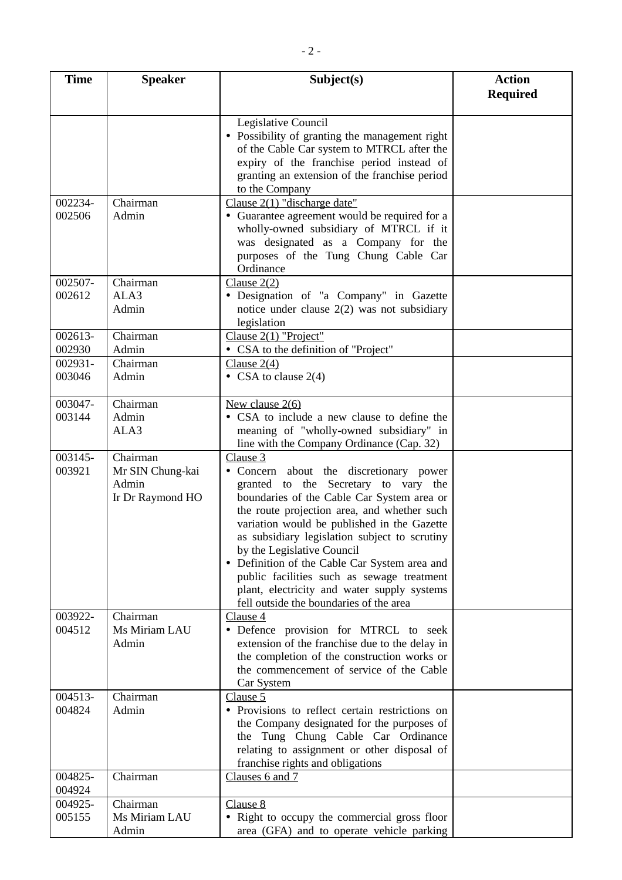| Time | Speaker | Subject(s) | Action Required |
|---|---|---|---|
| | | Legislative Council<br>• Possibility of granting the management right of the Cable Car system to MTRCL after the expiry of the franchise period instead of granting an extension of the franchise period to the Company | |
| 002234-002506 | Chairman<br>Admin | Clause 2(1) "discharge date"<br>• Guarantee agreement would be required for a wholly-owned subsidiary of MTRCL if it was designated as a Company for the purposes of the Tung Chung Cable Car Ordinance | |
| 002507-002612 | Chairman<br>ALA3<br>Admin | Clause 2(2)<br>• Designation of "a Company" in Gazette notice under clause 2(2) was not subsidiary legislation | |
| 002613-002930 | Chairman<br>Admin | Clause 2(1) "Project"<br>• CSA to the definition of "Project" | |
| 002931-003046 | Chairman<br>Admin | Clause 2(4)<br>• CSA to clause 2(4) | |
| 003047-003144 | Chairman<br>Admin<br>ALA3 | New clause 2(6)<br>• CSA to include a new clause to define the meaning of "wholly-owned subsidiary" in line with the Company Ordinance (Cap. 32) | |
| 003145-003921 | Chairman<br>Mr SIN Chung-kai<br>Admin<br>Ir Dr Raymond HO | Clause 3<br>• Concern about the discretionary power granted to the Secretary to vary the boundaries of the Cable Car System area or the route projection area, and whether such variation would be published in the Gazette as subsidiary legislation subject to scrutiny by the Legislative Council<br>• Definition of the Cable Car System area and public facilities such as sewage treatment plant, electricity and water supply systems fell outside the boundaries of the area | |
| 003922-004512 | Chairman<br>Ms Miriam LAU<br>Admin | Clause 4<br>• Defence provision for MTRCL to seek extension of the franchise due to the delay in the completion of the construction works or the commencement of service of the Cable Car System | |
| 004513-004824 | Chairman<br>Admin | Clause 5<br>• Provisions to reflect certain restrictions on the Company designated for the purposes of the Tung Chung Cable Car Ordinance relating to assignment or other disposal of franchise rights and obligations | |
| 004825-004924 | Chairman | Clauses 6 and 7 | |
| 004925-005155 | Chairman<br>Ms Miriam LAU<br>Admin | Clause 8<br>• Right to occupy the commercial gross floor area (GFA) and to operate vehicle parking | |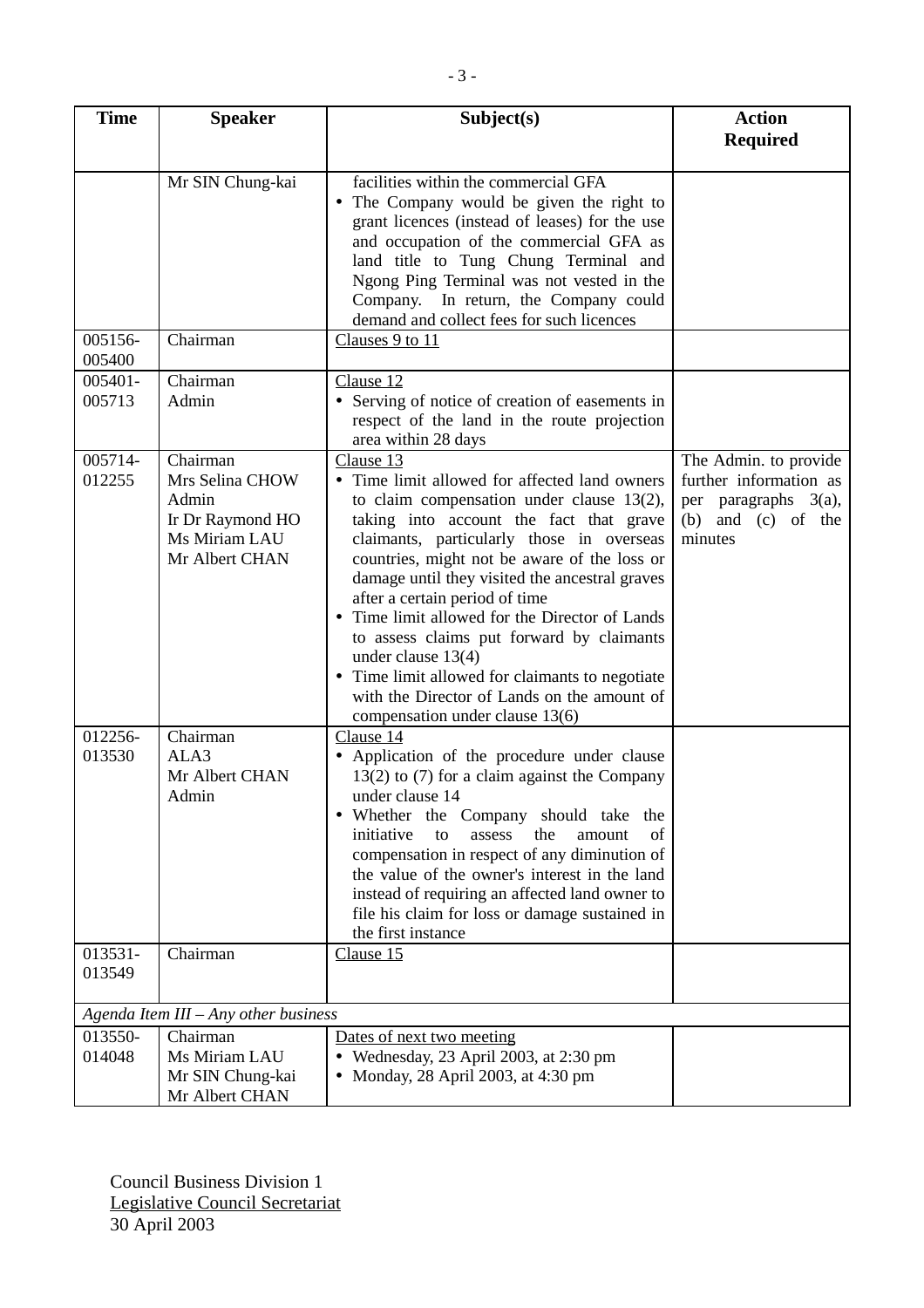| Time | Speaker | Subject(s) | Action Required |
|---|---|---|---|
| | Mr SIN Chung-kai | facilities within the commercial GFA<br>• The Company would be given the right to grant licences (instead of leases) for the use and occupation of the commercial GFA as land title to Tung Chung Terminal and Ngong Ping Terminal was not vested in the Company. In return, the Company could demand and collect fees for such licences | |
| 005156-005400 | Chairman | Clauses 9 to 11 | |
| 005401-005713 | Chairman<br>Admin | Clause 12<br>• Serving of notice of creation of easements in respect of the land in the route projection area within 28 days | |
| 005714-012255 | Chairman<br>Mrs Selina CHOW<br>Admin<br>Ir Dr Raymond HO<br>Ms Miriam LAU<br>Mr Albert CHAN | Clause 13<br>• Time limit allowed for affected land owners to claim compensation under clause 13(2), taking into account the fact that grave claimants, particularly those in overseas countries, might not be aware of the loss or damage until they visited the ancestral graves after a certain period of time<br>• Time limit allowed for the Director of Lands to assess claims put forward by claimants under clause 13(4)<br>• Time limit allowed for claimants to negotiate with the Director of Lands on the amount of compensation under clause 13(6) | The Admin. to provide further information as per paragraphs 3(a), (b) and (c) of the minutes |
| 012256-013530 | Chairman<br>ALA3<br>Mr Albert CHAN<br>Admin | Clause 14<br>• Application of the procedure under clause 13(2) to (7) for a claim against the Company under clause 14<br>• Whether the Company should take the initiative to assess the amount of compensation in respect of any diminution of the value of the owner's interest in the land instead of requiring an affected land owner to file his claim for loss or damage sustained in the first instance | |
| 013531-013549 | Chairman | Clause 15 | |
| *Agenda Item III – Any other business* | | | |
| 013550-014048 | Chairman<br>Ms Miriam LAU<br>Mr SIN Chung-kai<br>Mr Albert CHAN | Dates of next two meeting<br>• Wednesday, 23 April 2003, at 2:30 pm<br>• Monday, 28 April 2003, at 4:30 pm | |

Council Business Division 1
Legislative Council Secretariat
30 April 2003